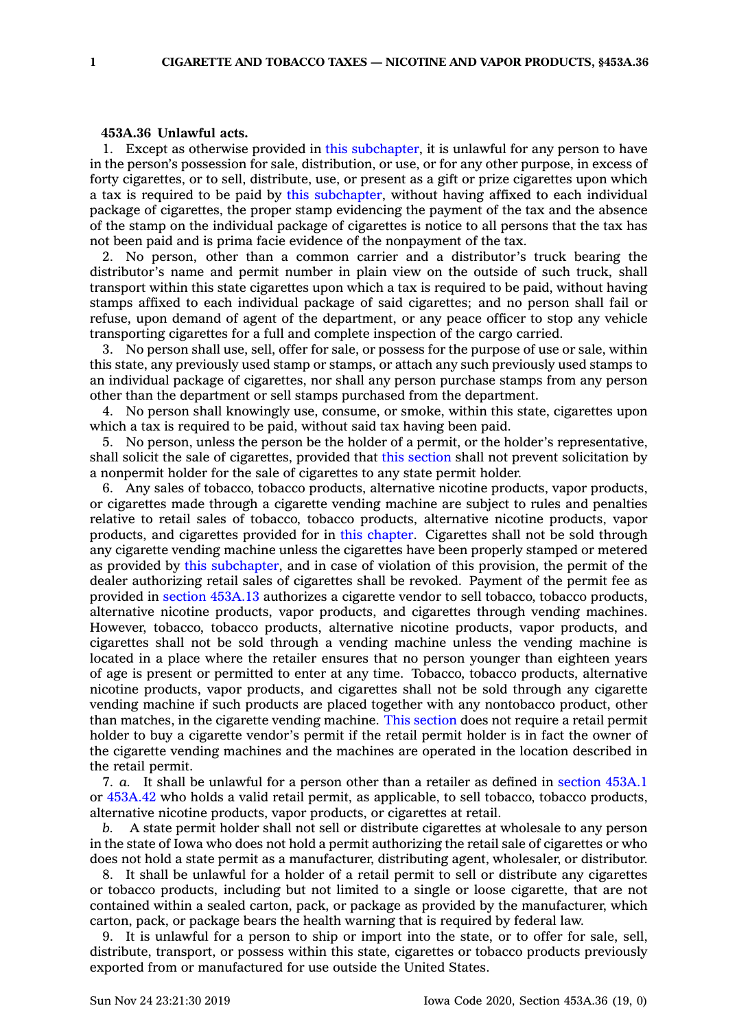**453A.36 Unlawful acts.**

1. Except as otherwise provided in this subchapter, it is unlawful for any person to have in the person's possession for sale, distribution, or use, or for any other purpose, in excess of forty cigarettes, or to sell, distribute, use, or present as a gift or prize cigarettes upon which a tax is required to be paid by this subchapter, without having affixed to each individual package of cigarettes, the proper stamp evidencing the payment of the tax and the absence of the stamp on the individual package of cigarettes is notice to all persons that the tax has not been paid and is prima facie evidence of the nonpayment of the tax.

2. No person, other than a common carrier and a distributor's truck bearing the distributor's name and permit number in plain view on the outside of such truck, shall transport within this state cigarettes upon which a tax is required to be paid, without having stamps affixed to each individual package of said cigarettes; and no person shall fail or refuse, upon demand of agent of the department, or any peace officer to stop any vehicle transporting cigarettes for a full and complete inspection of the cargo carried.

3. No person shall use, sell, offer for sale, or possess for the purpose of use or sale, within this state, any previously used stamp or stamps, or attach any such previously used stamps to an individual package of cigarettes, nor shall any person purchase stamps from any person other than the department or sell stamps purchased from the department.

4. No person shall knowingly use, consume, or smoke, within this state, cigarettes upon which a tax is required to be paid, without said tax having been paid.

5. No person, unless the person be the holder of a permit, or the holder's representative, shall solicit the sale of cigarettes, provided that this section shall not prevent solicitation by a nonpermit holder for the sale of cigarettes to any state permit holder.

6. Any sales of tobacco, tobacco products, alternative nicotine products, vapor products, or cigarettes made through a cigarette vending machine are subject to rules and penalties relative to retail sales of tobacco, tobacco products, alternative nicotine products, vapor products, and cigarettes provided for in this chapter. Cigarettes shall not be sold through any cigarette vending machine unless the cigarettes have been properly stamped or metered as provided by this subchapter, and in case of violation of this provision, the permit of the dealer authorizing retail sales of cigarettes shall be revoked. Payment of the permit fee as provided in section 453A.13 authorizes a cigarette vendor to sell tobacco, tobacco products, alternative nicotine products, vapor products, and cigarettes through vending machines. However, tobacco, tobacco products, alternative nicotine products, vapor products, and cigarettes shall not be sold through a vending machine unless the vending machine is located in a place where the retailer ensures that no person younger than eighteen years of age is present or permitted to enter at any time. Tobacco, tobacco products, alternative nicotine products, vapor products, and cigarettes shall not be sold through any cigarette vending machine if such products are placed together with any nontobacco product, other than matches, in the cigarette vending machine. This section does not require a retail permit holder to buy a cigarette vendor's permit if the retail permit holder is in fact the owner of the cigarette vending machines and the machines are operated in the location described in the retail permit.

7. *a.* It shall be unlawful for a person other than a retailer as defined in section 453A.1 or 453A.42 who holds a valid retail permit, as applicable, to sell tobacco, tobacco products, alternative nicotine products, vapor products, or cigarettes at retail.

*b.* A state permit holder shall not sell or distribute cigarettes at wholesale to any person in the state of Iowa who does not hold a permit authorizing the retail sale of cigarettes or who does not hold a state permit as a manufacturer, distributing agent, wholesaler, or distributor.

8. It shall be unlawful for a holder of a retail permit to sell or distribute any cigarettes or tobacco products, including but not limited to a single or loose cigarette, that are not contained within a sealed carton, pack, or package as provided by the manufacturer, which carton, pack, or package bears the health warning that is required by federal law.

9. It is unlawful for a person to ship or import into the state, or to offer for sale, sell, distribute, transport, or possess within this state, cigarettes or tobacco products previously exported from or manufactured for use outside the United States.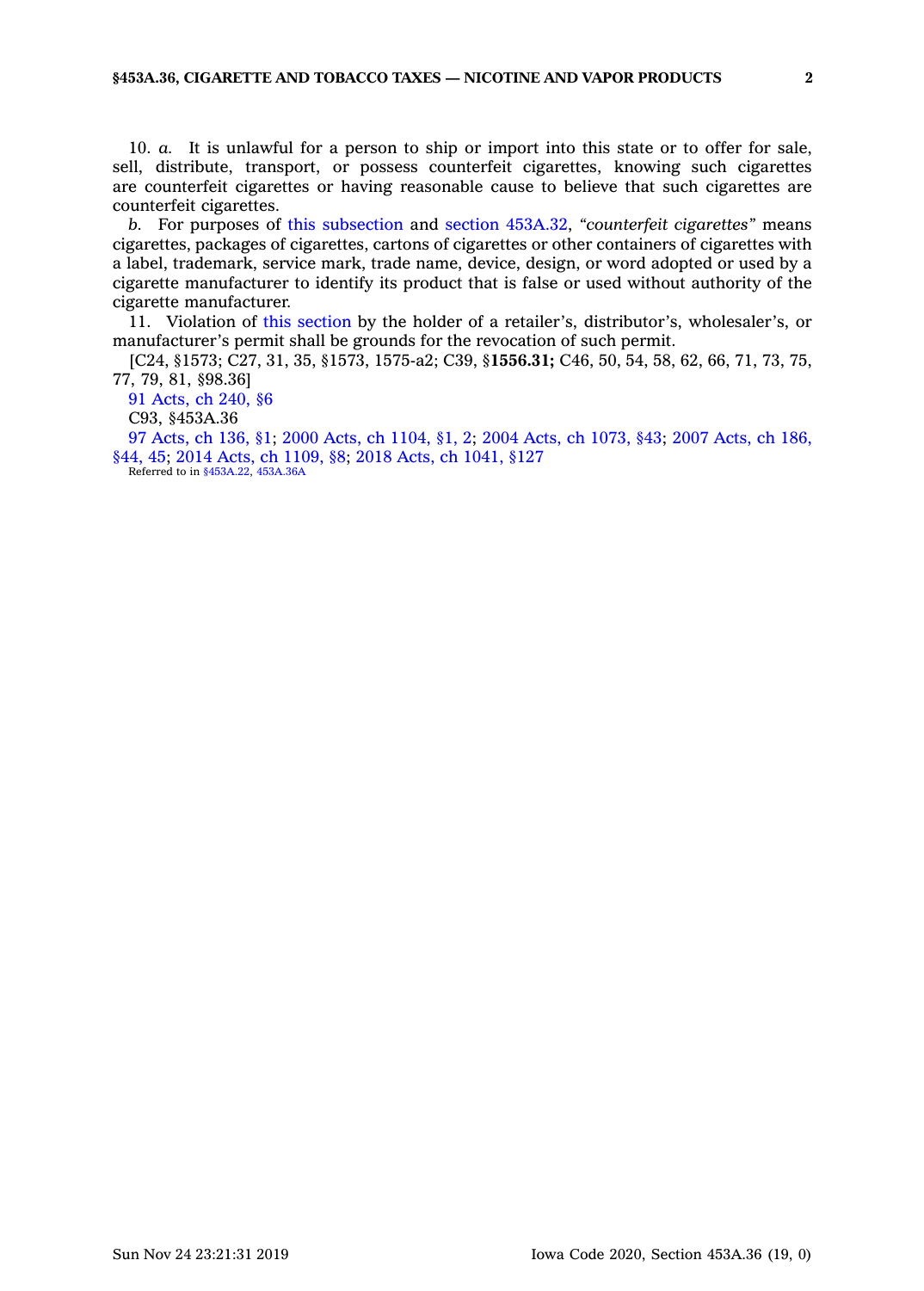10. *a.* It is unlawful for a person to ship or import into this state or to offer for sale, sell, distribute, transport, or possess counterfeit cigarettes, knowing such cigarettes are counterfeit cigarettes or having reasonable cause to believe that such cigarettes are counterfeit cigarettes.

*b.* For purposes of this subsection and section 453A.32, *"counterfeit cigarettes"* means cigarettes, packages of cigarettes, cartons of cigarettes or other containers of cigarettes with a label, trademark, service mark, trade name, device, design, or word adopted or used by a cigarette manufacturer to identify its product that is false or used without authority of the cigarette manufacturer.

11. Violation of this section by the holder of a retailer's, distributor's, wholesaler's, or manufacturer's permit shall be grounds for the revocation of such permit.

[C24, §1573; C27, 31, 35, §1573, 1575-a2; C39, §**1556.31;** C46, 50, 54, 58, 62, 66, 71, 73, 75, 77, 79, 81, §98.36]

91 Acts, ch 240, §6

C93, §453A.36

97 Acts, ch 136, §1; 2000 Acts, ch 1104, §1, 2; 2004 Acts, ch 1073, §43; 2007 Acts, ch 186, §44, 45; 2014 Acts, ch 1109, §8; 2018 Acts, ch 1041, §127

Referred to in §453A.22, 453A.36A